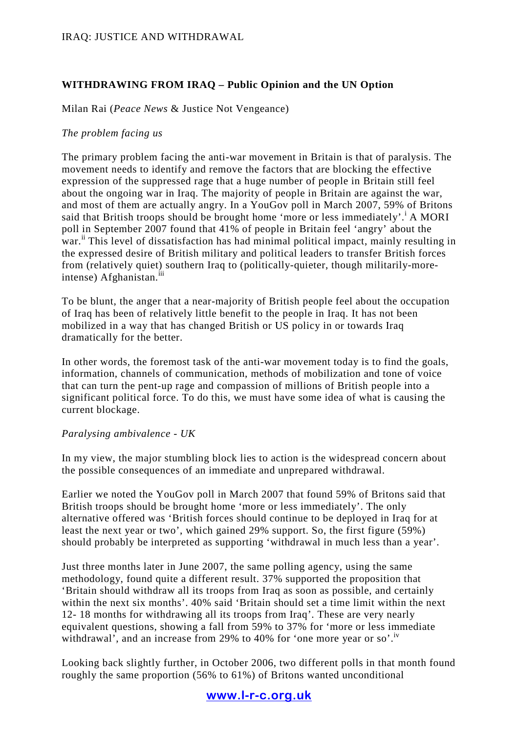## WITHDRAWING FROM IRAQ – Public Opinion and the UN Option

Milan Rai (*Peace News* & Justice Not Vengeance)

*The problem facing us*

The primary problem facing the anti-war movement in Britain is that of paralysis. The movement needs to identify and remove the factors that are blocking the effective expression of the suppressed rage that a huge number of people in Britain still feel about the ongoing war in Iraq. The majority of people in Britain are against the war, and most of them are actually angry. In a YouGov poll in March 2007, 59% of Britons said that British troops should be brought home 'more or less immediately'.[i] A MORI poll in September 2007 found that 41% of people in Britain feel 'angry' about the war.[ii] This level of dissatisfaction has had minimal political impact, mainly resulting in the expressed desire of British military and political leaders to transfer British forces from (relatively quiet) southern Iraq to (politically-quieter, though militarily-more-intense) Afghanistan.[iii]

To be blunt, the anger that a near-majority of British people feel about the occupation of Iraq has been of relatively little benefit to the people in Iraq. It has not been mobilized in a way that has changed British or US policy in or towards Iraq dramatically for the better.

In other words, the foremost task of the anti-war movement today is to find the goals, information, channels of communication, methods of mobilization and tone of voice that can turn the pent-up rage and compassion of millions of British people into a significant political force. To do this, we must have some idea of what is causing the current blockage.

*Paralysing ambivalence - UK*

In my view, the major stumbling block lies to action is the widespread concern about the possible consequences of an immediate and unprepared withdrawal.

Earlier we noted the YouGov poll in March 2007 that found 59% of Britons said that British troops should be brought home 'more or less immediately'. The only alternative offered was 'British forces should continue to be deployed in Iraq for at least the next year or two', which gained 29% support. So, the first figure (59%) should probably be interpreted as supporting 'withdrawal in much less than a year'.

Just three months later in June 2007, the same polling agency, using the same methodology, found quite a different result. 37% supported the proposition that 'Britain should withdraw all its troops from Iraq as soon as possible, and certainly within the next six months'. 40% said 'Britain should set a time limit within the next 12- 18 months for withdrawing all its troops from Iraq'. These are very nearly equivalent questions, showing a fall from 59% to 37% for 'more or less immediate withdrawal', and an increase from 29% to 40% for 'one more year or so'.[iv]

Looking back slightly further, in October 2006, two different polls in that month found roughly the same proportion (56% to 61%) of Britons wanted unconditional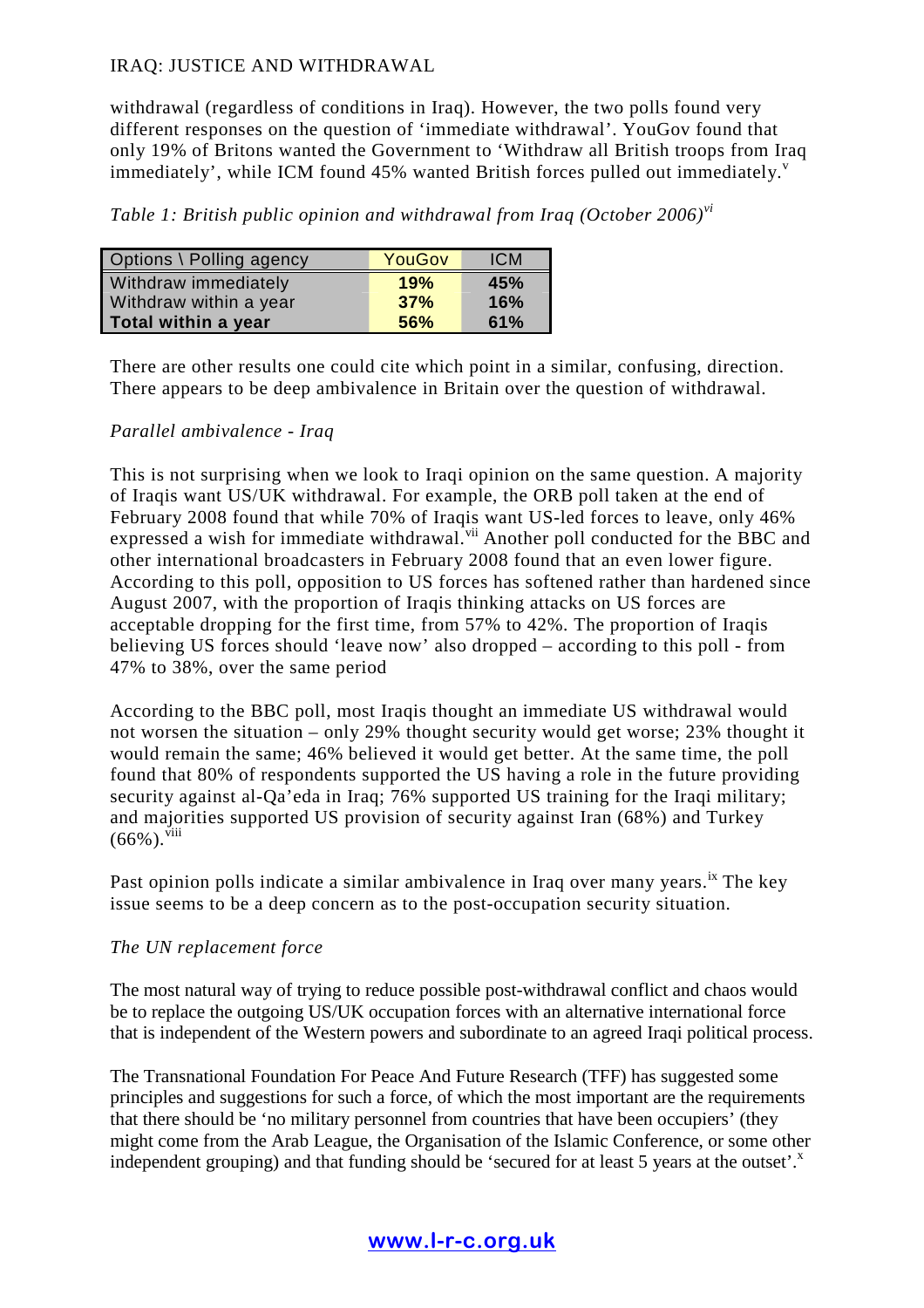withdrawal (regardless of conditions in Iraq). However, the two polls found very different responses on the question of 'immediate withdrawal'. YouGov found that only 19% of Britons wanted the Government to 'Withdraw all British troops from Iraq immediately', while ICM found 45% wanted British forces pulled out immediately.[v]

*Table 1: British public opinion and withdrawal from Iraq (October 2006)[vi]*

| Options \ Polling agency | YouGov | ICM |
|---|---|---|
| Withdraw immediately | **19%** | **45%** |
| Withdraw within a year | **37%** | **16%** |
| **Total within a year** | **56%** | **61%** |

There are other results one could cite which point in a similar, confusing, direction. There appears to be deep ambivalence in Britain over the question of withdrawal.

*Parallel ambivalence - Iraq*

This is not surprising when we look to Iraqi opinion on the same question. A majority of Iraqis want US/UK withdrawal. For example, the ORB poll taken at the end of February 2008 found that while 70% of Iraqis want US-led forces to leave, only 46% expressed a wish for immediate withdrawal.[vii] Another poll conducted for the BBC and other international broadcasters in February 2008 found that an even lower figure. According to this poll, opposition to US forces has softened rather than hardened since August 2007, with the proportion of Iraqis thinking attacks on US forces are acceptable dropping for the first time, from 57% to 42%. The proportion of Iraqis believing US forces should 'leave now' also dropped – according to this poll - from 47% to 38%, over the same period

According to the BBC poll, most Iraqis thought an immediate US withdrawal would not worsen the situation – only 29% thought security would get worse; 23% thought it would remain the same; 46% believed it would get better. At the same time, the poll found that 80% of respondents supported the US having a role in the future providing security against al-Qa'eda in Iraq; 76% supported US training for the Iraqi military; and majorities supported US provision of security against Iran (68%) and Turkey (66%).[viii]

Past opinion polls indicate a similar ambivalence in Iraq over many years.[ix] The key issue seems to be a deep concern as to the post-occupation security situation.

*The UN replacement force*

The most natural way of trying to reduce possible post-withdrawal conflict and chaos would be to replace the outgoing US/UK occupation forces with an alternative international force that is independent of the Western powers and subordinate to an agreed Iraqi political process.

The Transnational Foundation For Peace And Future Research (TFF) has suggested some principles and suggestions for such a force, of which the most important are the requirements that there should be 'no military personnel from countries that have been occupiers' (they might come from the Arab League, the Organisation of the Islamic Conference, or some other independent grouping) and that funding should be 'secured for at least 5 years at the outset'.[x]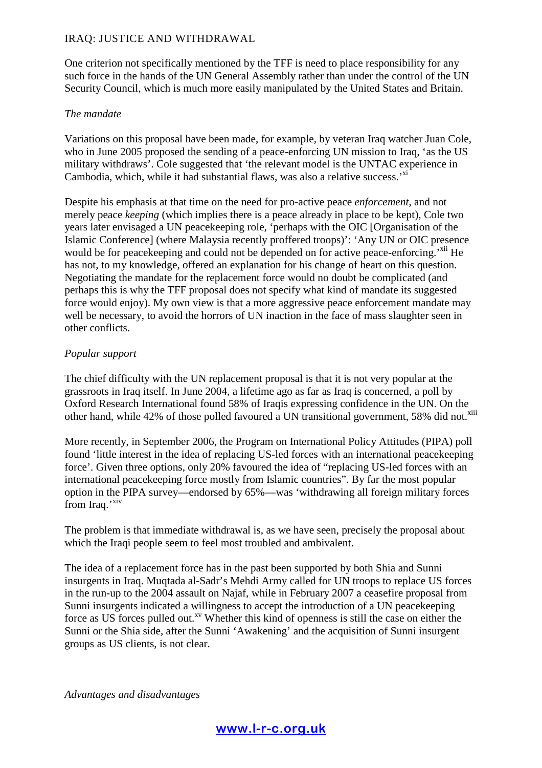One criterion not specifically mentioned by the TFF is need to place responsibility for any such force in the hands of the UN General Assembly rather than under the control of the UN Security Council, which is much more easily manipulated by the United States and Britain.

*The mandate*

Variations on this proposal have been made, for example, by veteran Iraq watcher Juan Cole, who in June 2005 proposed the sending of a peace-enforcing UN mission to Iraq, 'as the US military withdraws'. Cole suggested that 'the relevant model is the UNTAC experience in Cambodia, which, while it had substantial flaws, was also a relative success.'[xi]

Despite his emphasis at that time on the need for pro-active peace *enforcement*, and not merely peace *keeping* (which implies there is a peace already in place to be kept), Cole two years later envisaged a UN peacekeeping role, 'perhaps with the OIC [Organisation of the Islamic Conference] (where Malaysia recently proffered troops)': 'Any UN or OIC presence would be for peacekeeping and could not be depended on for active peace-enforcing.'[xii] He has not, to my knowledge, offered an explanation for his change of heart on this question. Negotiating the mandate for the replacement force would no doubt be complicated (and perhaps this is why the TFF proposal does not specify what kind of mandate its suggested force would enjoy). My own view is that a more aggressive peace enforcement mandate may well be necessary, to avoid the horrors of UN inaction in the face of mass slaughter seen in other conflicts.

*Popular support*

The chief difficulty with the UN replacement proposal is that it is not very popular at the grassroots in Iraq itself. In June 2004, a lifetime ago as far as Iraq is concerned, a poll by Oxford Research International found 58% of Iraqis expressing confidence in the UN. On the other hand, while 42% of those polled favoured a UN transitional government, 58% did not.[xiii]

More recently, in September 2006, the Program on International Policy Attitudes (PIPA) poll found 'little interest in the idea of replacing US-led forces with an international peacekeeping force'. Given three options, only 20% favoured the idea of "replacing US-led forces with an international peacekeeping force mostly from Islamic countries". By far the most popular option in the PIPA survey—endorsed by 65%—was 'withdrawing all foreign military forces from Iraq.'[xiv]

The problem is that immediate withdrawal is, as we have seen, precisely the proposal about which the Iraqi people seem to feel most troubled and ambivalent.

The idea of a replacement force has in the past been supported by both Shia and Sunni insurgents in Iraq. Muqtada al-Sadr's Mehdi Army called for UN troops to replace US forces in the run-up to the 2004 assault on Najaf, while in February 2007 a ceasefire proposal from Sunni insurgents indicated a willingness to accept the introduction of a UN peacekeeping force as US forces pulled out.[xv] Whether this kind of openness is still the case on either the Sunni or the Shia side, after the Sunni 'Awakening' and the acquisition of Sunni insurgent groups as US clients, is not clear.

*Advantages and disadvantages*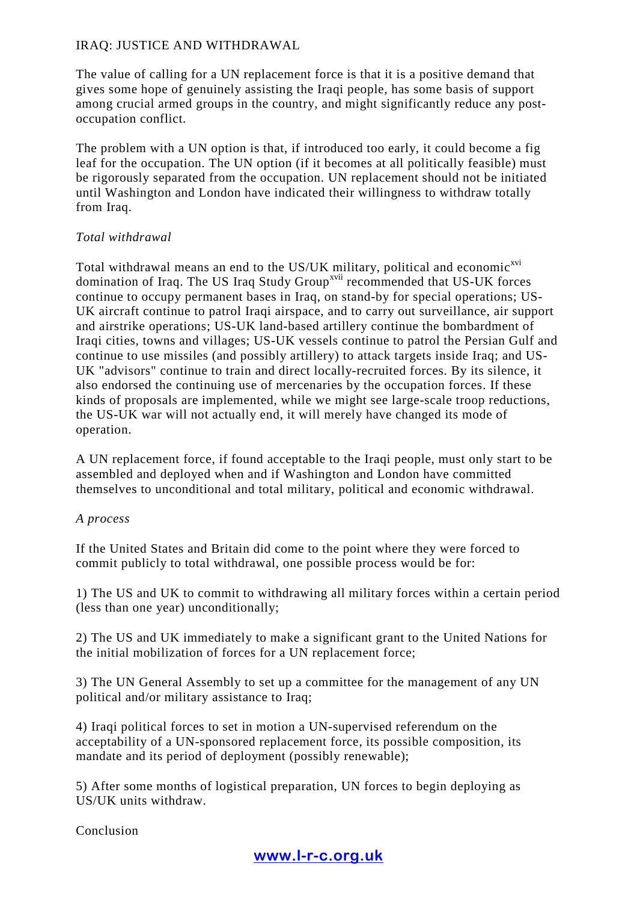IRAQ: JUSTICE AND WITHDRAWAL

The value of calling for a UN replacement force is that it is a positive demand that gives some hope of genuinely assisting the Iraqi people, has some basis of support among crucial armed groups in the country, and might significantly reduce any post-occupation conflict.

The problem with a UN option is that, if introduced too early, it could become a fig leaf for the occupation. The UN option (if it becomes at all politically feasible) must be rigorously separated from the occupation. UN replacement should not be initiated until Washington and London have indicated their willingness to withdraw totally from Iraq.

*Total withdrawal*

Total withdrawal means an end to the US/UK military, political and economic[xvi] domination of Iraq. The US Iraq Study Group[xvii] recommended that US-UK forces continue to occupy permanent bases in Iraq, on stand-by for special operations; US-UK aircraft continue to patrol Iraqi airspace, and to carry out surveillance, air support and airstrike operations; US-UK land-based artillery continue the bombardment of Iraqi cities, towns and villages; US-UK vessels continue to patrol the Persian Gulf and continue to use missiles (and possibly artillery) to attack targets inside Iraq; and US-UK "advisors" continue to train and direct locally-recruited forces. By its silence, it also endorsed the continuing use of mercenaries by the occupation forces. If these kinds of proposals are implemented, while we might see large-scale troop reductions, the US-UK war will not actually end, it will merely have changed its mode of operation.

A UN replacement force, if found acceptable to the Iraqi people, must only start to be assembled and deployed when and if Washington and London have committed themselves to unconditional and total military, political and economic withdrawal.

*A process*

If the United States and Britain did come to the point where they were forced to commit publicly to total withdrawal, one possible process would be for:

1) The US and UK to commit to withdrawing all military forces within a certain period (less than one year) unconditionally;

2) The US and UK immediately to make a significant grant to the United Nations for the initial mobilization of forces for a UN replacement force;

3) The UN General Assembly to set up a committee for the management of any UN political and/or military assistance to Iraq;

4) Iraqi political forces to set in motion a UN-supervised referendum on the acceptability of a UN-sponsored replacement force, its possible composition, its mandate and its period of deployment (possibly renewable);

5) After some months of logistical preparation, UN forces to begin deploying as US/UK units withdraw.

Conclusion

www.l-r-c.org.uk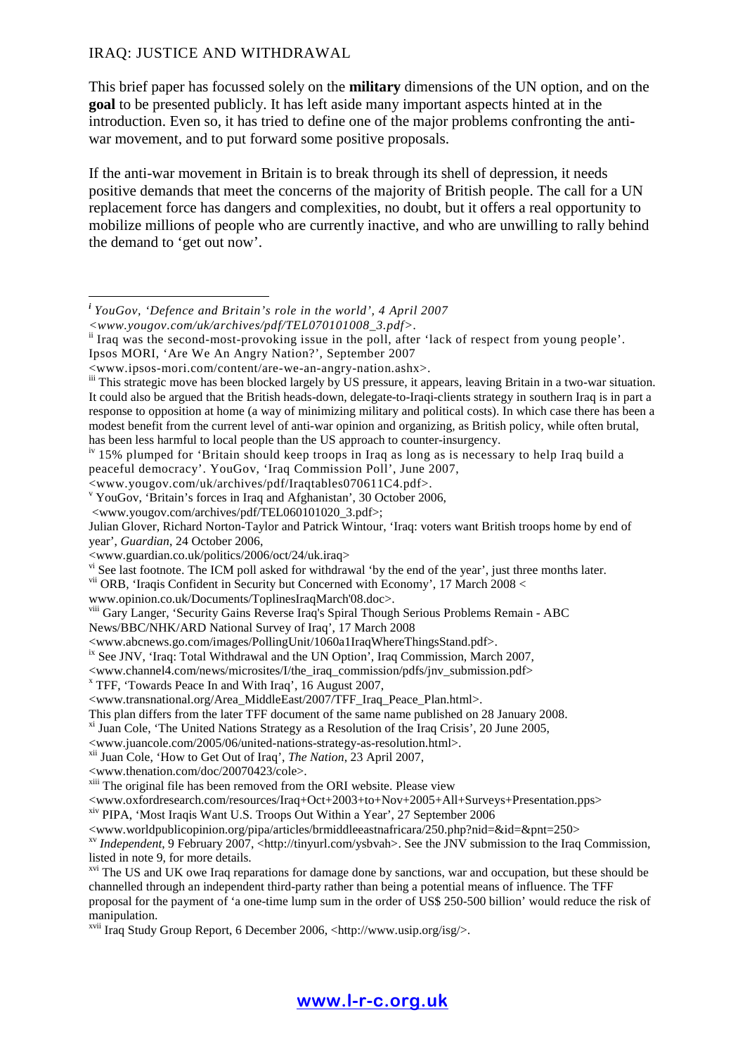This brief paper has focussed solely on the **military** dimensions of the UN option, and on the **goal** to be presented publicly. It has left aside many important aspects hinted at in the introduction. Even so, it has tried to define one of the major problems confronting the anti-war movement, and to put forward some positive proposals.

If the anti-war movement in Britain is to break through its shell of depression, it needs positive demands that meet the concerns of the majority of British people. The call for a UN replacement force has dangers and complexities, no doubt, but it offers a real opportunity to mobilize millions of people who are currently inactive, and who are unwilling to rally behind the demand to 'get out now'.

---

[i] *YouGov, 'Defence and Britain's role in the world', 4 April 2007 <www.yougov.com/uk/archives/pdf/TEL070101008_3.pdf>.*

[ii] Iraq was the second-most-provoking issue in the poll, after 'lack of respect from young people'. Ipsos MORI, 'Are We An Angry Nation?', September 2007 <www.ipsos-mori.com/content/are-we-an-angry-nation.ashx>.

[iii] This strategic move has been blocked largely by US pressure, it appears, leaving Britain in a two-war situation. It could also be argued that the British heads-down, delegate-to-Iraqi-clients strategy in southern Iraq is in part a response to opposition at home (a way of minimizing military and political costs). In which case there has been a modest benefit from the current level of anti-war opinion and organizing, as British policy, while often brutal, has been less harmful to local people than the US approach to counter-insurgency.

[iv] 15% plumped for 'Britain should keep troops in Iraq as long as is necessary to help Iraq build a peaceful democracy'. YouGov, 'Iraq Commission Poll', June 2007, <www.yougov.com/uk/archives/pdf/Iraqtables070611C4.pdf>.

[v] YouGov, 'Britain's forces in Iraq and Afghanistan', 30 October 2006, <www.yougov.com/archives/pdf/TEL060101020_3.pdf>; Julian Glover, Richard Norton-Taylor and Patrick Wintour, 'Iraq: voters want British troops home by end of year', *Guardian*, 24 October 2006, <www.guardian.co.uk/politics/2006/oct/24/uk.iraq>

[vi] See last footnote. The ICM poll asked for withdrawal 'by the end of the year', just three months later.

[vii] ORB, 'Iraqis Confident in Security but Concerned with Economy', 17 March 2008 < www.opinion.co.uk/Documents/ToplinesIraqMarch'08.doc>.

[viii] Gary Langer, 'Security Gains Reverse Iraq's Spiral Though Serious Problems Remain - ABC News/BBC/NHK/ARD National Survey of Iraq', 17 March 2008 <www.abcnews.go.com/images/PollingUnit/1060a1IraqWhereThingsStand.pdf>.

[ix] See JNV, 'Iraq: Total Withdrawal and the UN Option', Iraq Commission, March 2007, <www.channel4.com/news/microsites/I/the_iraq_commission/pdfs/jnv_submission.pdf>

[x] TFF, 'Towards Peace In and With Iraq', 16 August 2007, <www.transnational.org/Area_MiddleEast/2007/TFF_Iraq_Peace_Plan.html>. This plan differs from the later TFF document of the same name published on 28 January 2008.

[xi] Juan Cole, 'The United Nations Strategy as a Resolution of the Iraq Crisis', 20 June 2005, <www.juancole.com/2005/06/united-nations-strategy-as-resolution.html>.

[xii] Juan Cole, 'How to Get Out of Iraq', *The Nation*, 23 April 2007, <www.thenation.com/doc/20070423/cole>.

[xiii] The original file has been removed from the ORI website. Please view <www.oxfordresearch.com/resources/Iraq+Oct+2003+to+Nov+2005+All+Surveys+Presentation.pps>

[xiv] PIPA, 'Most Iraqis Want U.S. Troops Out Within a Year', 27 September 2006 <www.worldpublicopinion.org/pipa/articles/brmiddleeastnafricara/250.php?nid=&id=&pnt=250>

[xv] *Independent*, 9 February 2007, <http://tinyurl.com/ysbvah>. See the JNV submission to the Iraq Commission, listed in note 9, for more details.

[xvi] The US and UK owe Iraq reparations for damage done by sanctions, war and occupation, but these should be channelled through an independent third-party rather than being a potential means of influence. The TFF proposal for the payment of 'a one-time lump sum in the order of US$ 250-500 billion' would reduce the risk of manipulation.

[xvii] Iraq Study Group Report, 6 December 2006, <http://www.usip.org/isg/>.